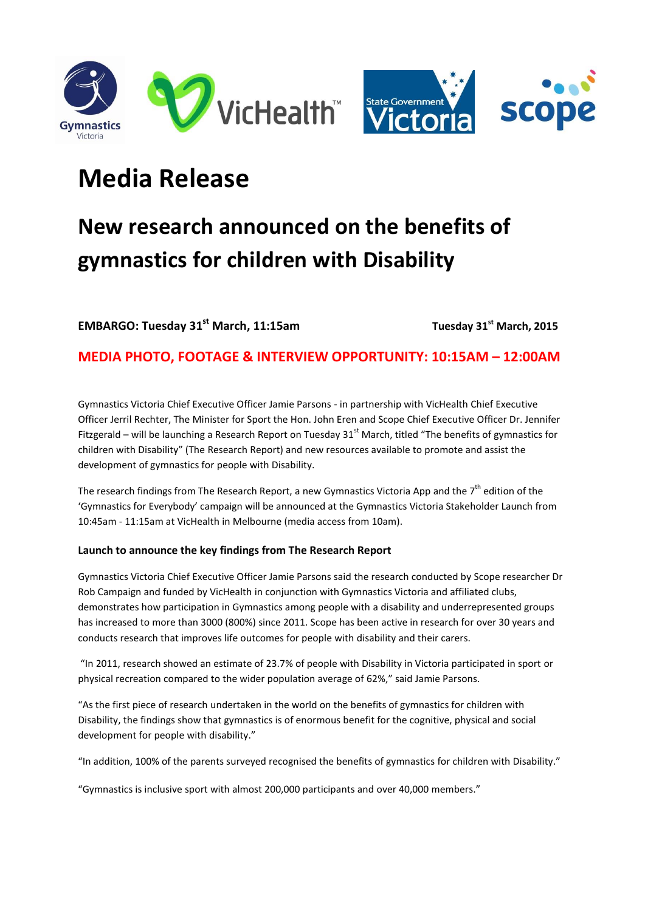# Media Release

## New research announced on the benefits of gymnastics for children with Disability

**EMBARGO: Tuesday 31st March, 11:15am** **Tuesday 31st March, 2015**

**MEDIA PHOTO, FOOTAGE & INTERVIEW OPPORTUNITY: 10:15AM – 12:00AM**

Gymnastics Victoria Chief Executive Officer Jamie Parsons - in partnership with VicHealth Chief Executive Officer Jerril Rechter, The Minister for Sport the Hon. John Eren and Scope Chief Executive Officer Dr. Jennifer Fitzgerald – will be launching a Research Report on Tuesday 31st March, titled "The benefits of gymnastics for children with Disability" (The Research Report) and new resources available to promote and assist the development of gymnastics for people with Disability.

The research findings from The Research Report, a new Gymnastics Victoria App and the 7th edition of the 'Gymnastics for Everybody' campaign will be announced at the Gymnastics Victoria Stakeholder Launch from 10:45am - 11:15am at VicHealth in Melbourne (media access from 10am).

**Launch to announce the key findings from The Research Report**

Gymnastics Victoria Chief Executive Officer Jamie Parsons said the research conducted by Scope researcher Dr Rob Campaign and funded by VicHealth in conjunction with Gymnastics Victoria and affiliated clubs, demonstrates how participation in Gymnastics among people with a disability and underrepresented groups has increased to more than 3000 (800%) since 2011. Scope has been active in research for over 30 years and conducts research that improves life outcomes for people with disability and their carers.

"In 2011, research showed an estimate of 23.7% of people with Disability in Victoria participated in sport or physical recreation compared to the wider population average of 62%," said Jamie Parsons.

"As the first piece of research undertaken in the world on the benefits of gymnastics for children with Disability, the findings show that gymnastics is of enormous benefit for the cognitive, physical and social development for people with disability."

"In addition, 100% of the parents surveyed recognised the benefits of gymnastics for children with Disability."

"Gymnastics is inclusive sport with almost 200,000 participants and over 40,000 members."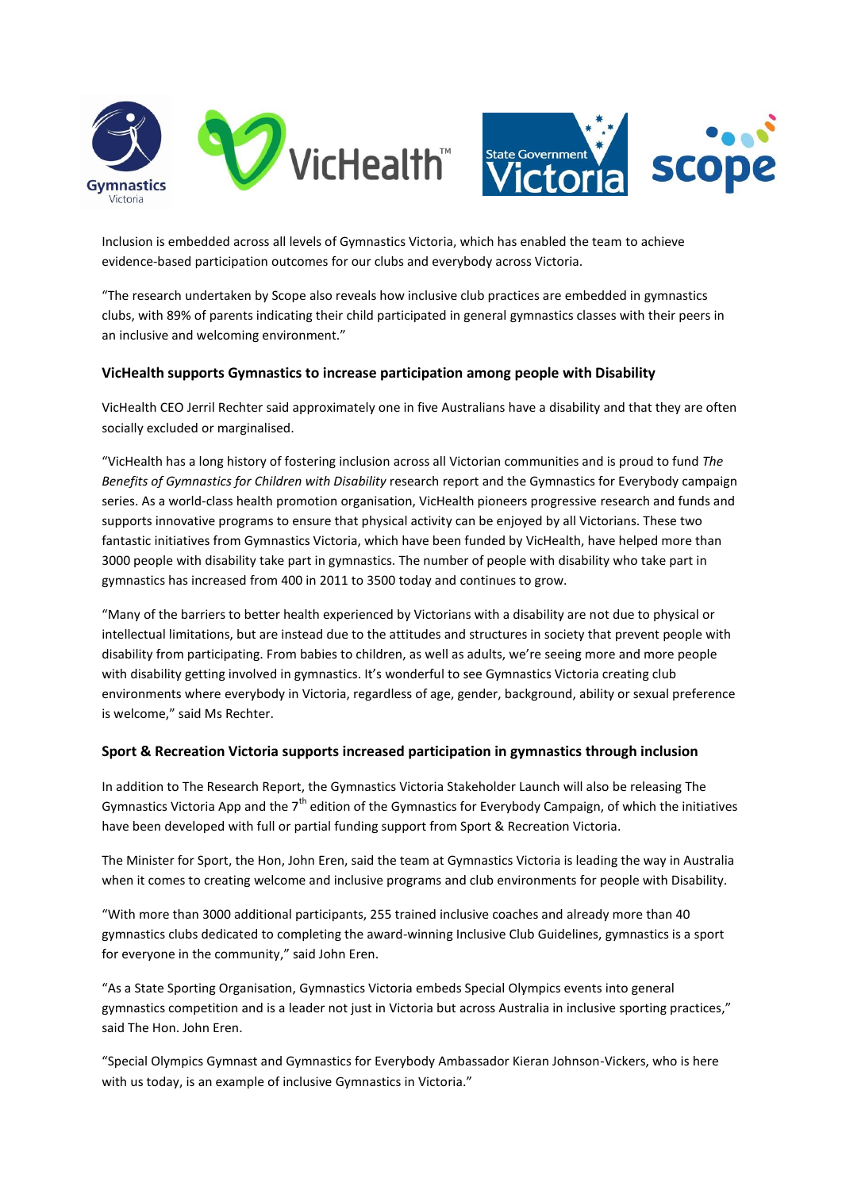Inclusion is embedded across all levels of Gymnastics Victoria, which has enabled the team to achieve evidence-based participation outcomes for our clubs and everybody across Victoria.

"The research undertaken by Scope also reveals how inclusive club practices are embedded in gymnastics clubs, with 89% of parents indicating their child participated in general gymnastics classes with their peers in an inclusive and welcoming environment."

**VicHealth supports Gymnastics to increase participation among people with Disability**

VicHealth CEO Jerril Rechter said approximately one in five Australians have a disability and that they are often socially excluded or marginalised.

"VicHealth has a long history of fostering inclusion across all Victorian communities and is proud to fund *The Benefits of Gymnastics for Children with Disability* research report and the Gymnastics for Everybody campaign series. As a world-class health promotion organisation, VicHealth pioneers progressive research and funds and supports innovative programs to ensure that physical activity can be enjoyed by all Victorians. These two fantastic initiatives from Gymnastics Victoria, which have been funded by VicHealth, have helped more than 3000 people with disability take part in gymnastics. The number of people with disability who take part in gymnastics has increased from 400 in 2011 to 3500 today and continues to grow.

"Many of the barriers to better health experienced by Victorians with a disability are not due to physical or intellectual limitations, but are instead due to the attitudes and structures in society that prevent people with disability from participating. From babies to children, as well as adults, we're seeing more and more people with disability getting involved in gymnastics. It's wonderful to see Gymnastics Victoria creating club environments where everybody in Victoria, regardless of age, gender, background, ability or sexual preference is welcome," said Ms Rechter.

**Sport & Recreation Victoria supports increased participation in gymnastics through inclusion**

In addition to The Research Report, the Gymnastics Victoria Stakeholder Launch will also be releasing The Gymnastics Victoria App and the 7th edition of the Gymnastics for Everybody Campaign, of which the initiatives have been developed with full or partial funding support from Sport & Recreation Victoria.

The Minister for Sport, the Hon, John Eren, said the team at Gymnastics Victoria is leading the way in Australia when it comes to creating welcome and inclusive programs and club environments for people with Disability.

"With more than 3000 additional participants, 255 trained inclusive coaches and already more than 40 gymnastics clubs dedicated to completing the award-winning Inclusive Club Guidelines, gymnastics is a sport for everyone in the community," said John Eren.

"As a State Sporting Organisation, Gymnastics Victoria embeds Special Olympics events into general gymnastics competition and is a leader not just in Victoria but across Australia in inclusive sporting practices," said The Hon. John Eren.

"Special Olympics Gymnast and Gymnastics for Everybody Ambassador Kieran Johnson-Vickers, who is here with us today, is an example of inclusive Gymnastics in Victoria."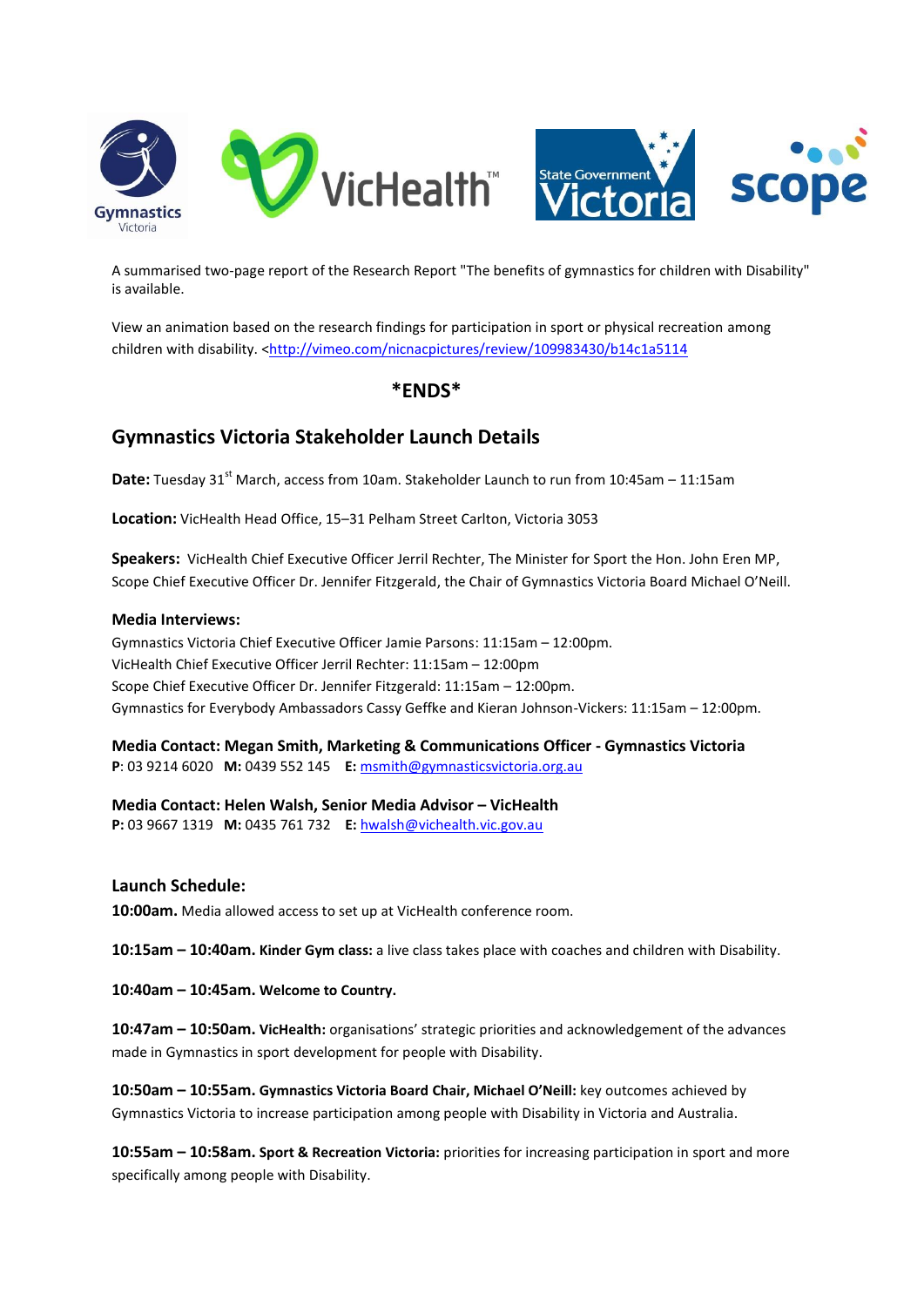A summarised two-page report of the Research Report "The benefits of gymnastics for children with Disability" is available.

View an animation based on the research findings for participation in sport or physical recreation among children with disability. <http://vimeo.com/nicnacpictures/review/109983430/b14c1a5114

**\*ENDS\***

## Gymnastics Victoria Stakeholder Launch Details

**Date:** Tuesday 31st March, access from 10am. Stakeholder Launch to run from 10:45am – 11:15am

**Location:** VicHealth Head Office, 15–31 Pelham Street Carlton, Victoria 3053

**Speakers:** VicHealth Chief Executive Officer Jerril Rechter, The Minister for Sport the Hon. John Eren MP, Scope Chief Executive Officer Dr. Jennifer Fitzgerald, the Chair of Gymnastics Victoria Board Michael O'Neill.

**Media Interviews:**

Gymnastics Victoria Chief Executive Officer Jamie Parsons: 11:15am – 12:00pm.
VicHealth Chief Executive Officer Jerril Rechter: 11:15am – 12:00pm
Scope Chief Executive Officer Dr. Jennifer Fitzgerald: 11:15am – 12:00pm.
Gymnastics for Everybody Ambassadors Cassy Geffke and Kieran Johnson-Vickers: 11:15am – 12:00pm.

**Media Contact: Megan Smith, Marketing & Communications Officer - Gymnastics Victoria**
**P**: 03 9214 6020 **M:** 0439 552 145 **E:** msmith@gymnasticsvictoria.org.au

**Media Contact: Helen Walsh, Senior Media Advisor – VicHealth**
**P:** 03 9667 1319 **M:** 0435 761 732 **E:** hwalsh@vichealth.vic.gov.au

### Launch Schedule:

**10:00am.** Media allowed access to set up at VicHealth conference room.

**10:15am – 10:40am. Kinder Gym class:** a live class takes place with coaches and children with Disability.

**10:40am – 10:45am. Welcome to Country.**

**10:47am – 10:50am. VicHealth:** organisations' strategic priorities and acknowledgement of the advances made in Gymnastics in sport development for people with Disability.

**10:50am – 10:55am. Gymnastics Victoria Board Chair, Michael O'Neill:** key outcomes achieved by Gymnastics Victoria to increase participation among people with Disability in Victoria and Australia.

**10:55am – 10:58am. Sport & Recreation Victoria:** priorities for increasing participation in sport and more specifically among people with Disability.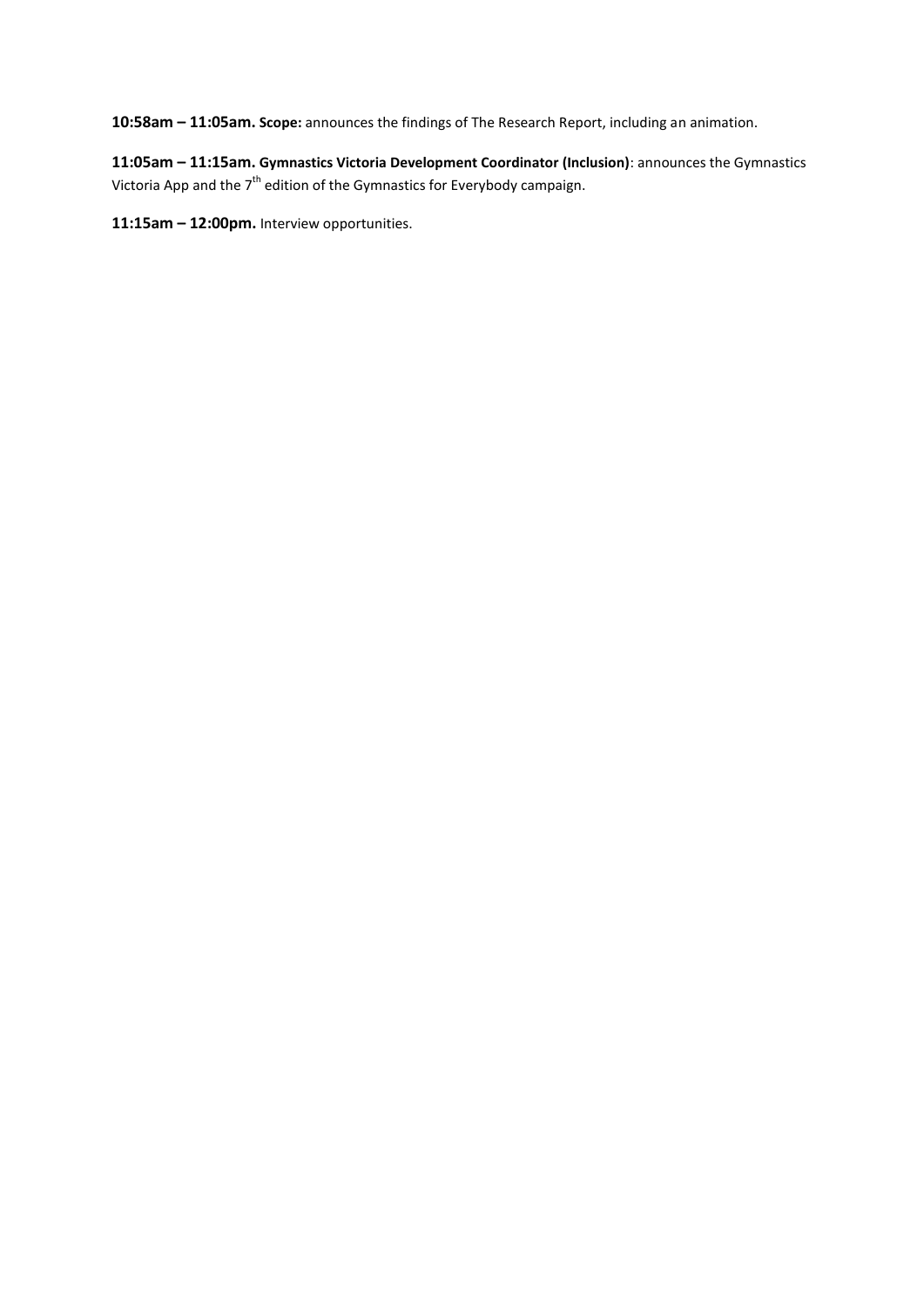**10:58am – 11:05am. Scope:** announces the findings of The Research Report, including an animation.

**11:05am – 11:15am. Gymnastics Victoria Development Coordinator (Inclusion)**: announces the Gymnastics Victoria App and the 7th edition of the Gymnastics for Everybody campaign.

**11:15am – 12:00pm.** Interview opportunities.